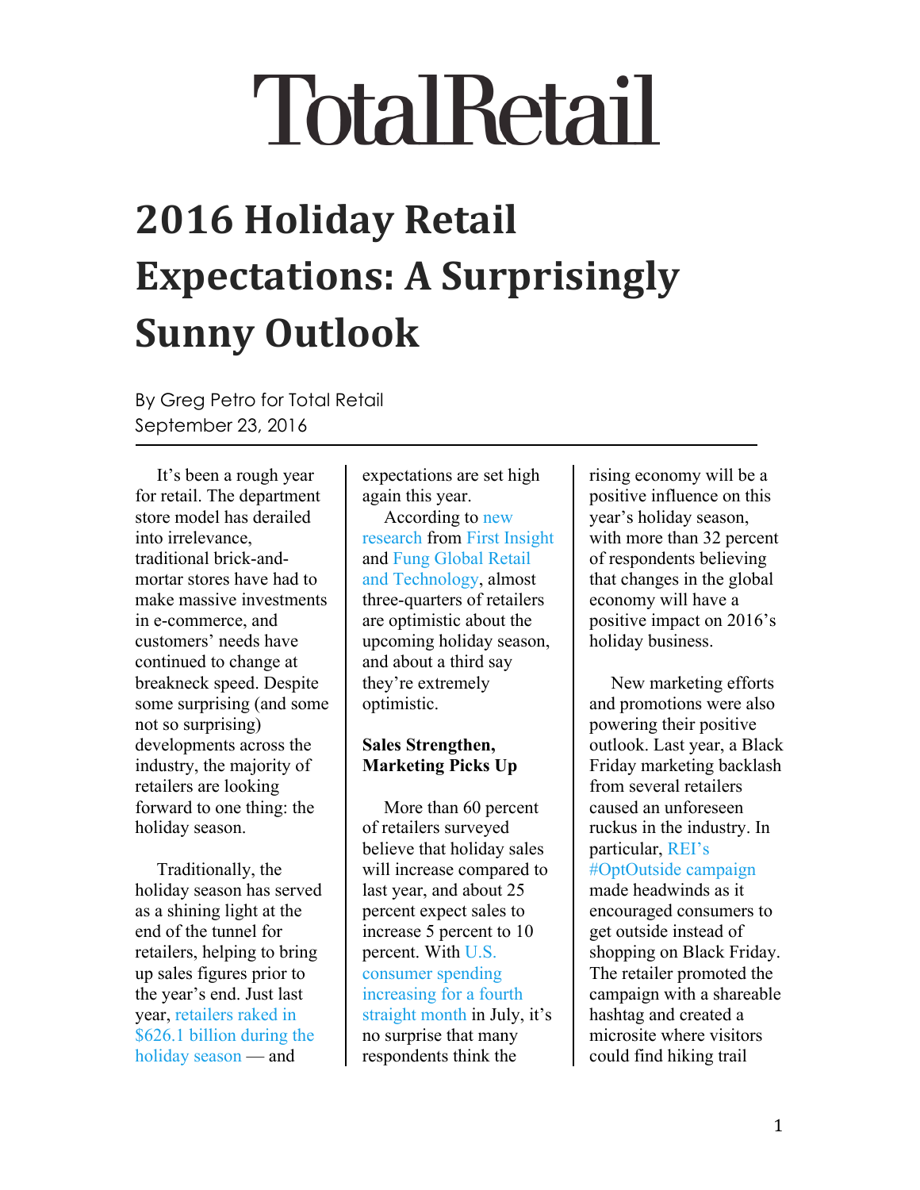# TotalRetail

## 2016 Holiday Retail Expectations: A Surprisingly Sunny Outlook

By Greg Petro for Total Retail
September 23, 2016

It's been a rough year for retail. The department store model has derailed into irrelevance, traditional brick-and-mortar stores have had to make massive investments in e-commerce, and customers' needs have continued to change at breakneck speed. Despite some surprising (and some not so surprising) developments across the industry, the majority of retailers are looking forward to one thing: the holiday season.

Traditionally, the holiday season has served as a shining light at the end of the tunnel for retailers, helping to bring up sales figures prior to the year's end. Just last year, retailers raked in $626.1 billion during the holiday season — and expectations are set high again this year.

According to new research from First Insight and Fung Global Retail and Technology, almost three-quarters of retailers are optimistic about the upcoming holiday season, and about a third say they're extremely optimistic.

**Sales Strengthen, Marketing Picks Up**

More than 60 percent of retailers surveyed believe that holiday sales will increase compared to last year, and about 25 percent expect sales to increase 5 percent to 10 percent. With U.S. consumer spending increasing for a fourth straight month in July, it's no surprise that many respondents think the rising economy will be a positive influence on this year's holiday season, with more than 32 percent of respondents believing that changes in the global economy will have a positive impact on 2016's holiday business.

New marketing efforts and promotions were also powering their positive outlook. Last year, a Black Friday marketing backlash from several retailers caused an unforeseen ruckus in the industry. In particular, REI's #OptOutside campaign made headwinds as it encouraged consumers to get outside instead of shopping on Black Friday. The retailer promoted the campaign with a shareable hashtag and created a microsite where visitors could find hiking trail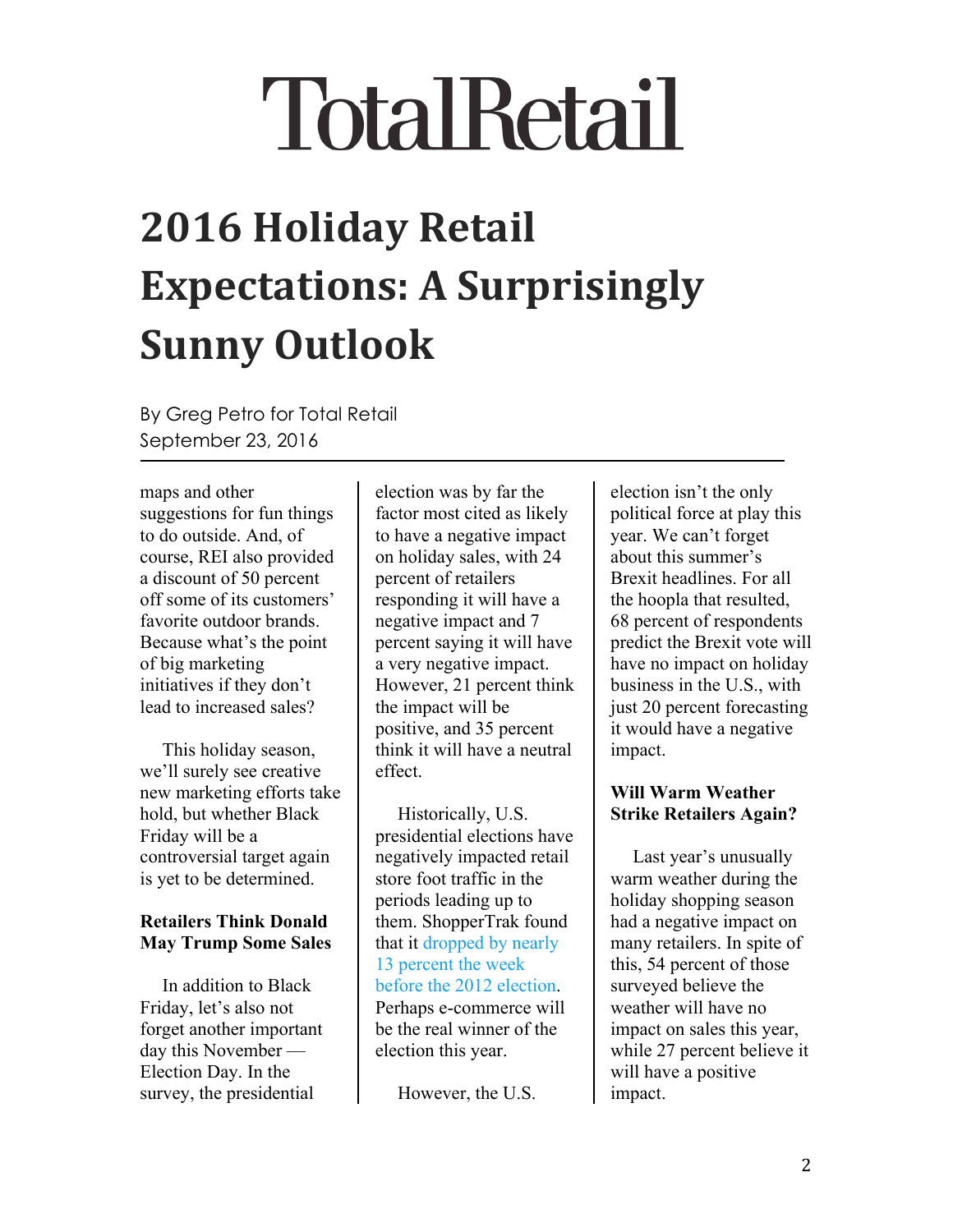# TotalRetail

# 2016 Holiday Retail Expectations: A Surprisingly Sunny Outlook

By Greg Petro for Total Retail
September 23, 2016

maps and other suggestions for fun things to do outside. And, of course, REI also provided a discount of 50 percent off some of its customers' favorite outdoor brands. Because what's the point of big marketing initiatives if they don't lead to increased sales?

This holiday season, we'll surely see creative new marketing efforts take hold, but whether Black Friday will be a controversial target again is yet to be determined.

**Retailers Think Donald May Trump Some Sales**

In addition to Black Friday, let's also not forget another important day this November — Election Day. In the survey, the presidential election was by far the factor most cited as likely to have a negative impact on holiday sales, with 24 percent of retailers responding it will have a negative impact and 7 percent saying it will have a very negative impact. However, 21 percent think the impact will be positive, and 35 percent think it will have a neutral effect.

Historically, U.S. presidential elections have negatively impacted retail store foot traffic in the periods leading up to them. ShopperTrak found that it dropped by nearly 13 percent the week before the 2012 election. Perhaps e-commerce will be the real winner of the election this year.

However, the U.S. election isn't the only political force at play this year. We can't forget about this summer's Brexit headlines. For all the hoopla that resulted, 68 percent of respondents predict the Brexit vote will have no impact on holiday business in the U.S., with just 20 percent forecasting it would have a negative impact.

**Will Warm Weather Strike Retailers Again?**

Last year's unusually warm weather during the holiday shopping season had a negative impact on many retailers. In spite of this, 54 percent of those surveyed believe the weather will have no impact on sales this year, while 27 percent believe it will have a positive impact.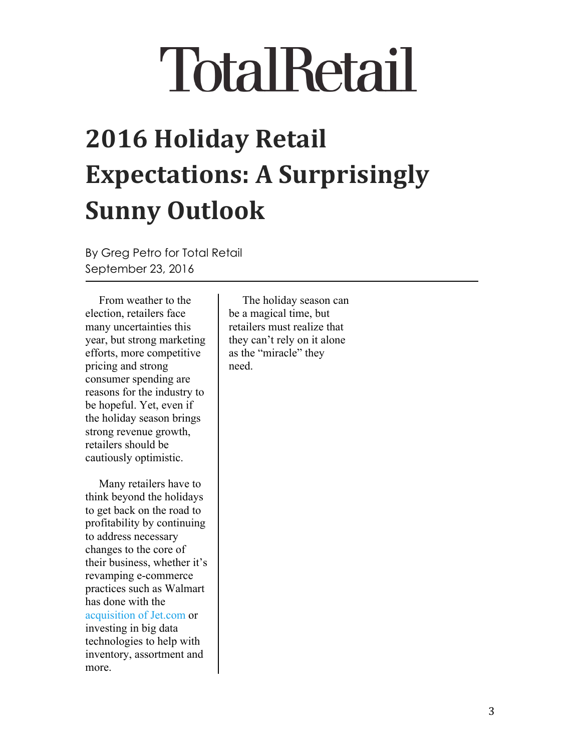# TotalRetail

# 2016 Holiday Retail Expectations: A Surprisingly Sunny Outlook

By Greg Petro for Total Retail
September 23, 2016

From weather to the election, retailers face many uncertainties this year, but strong marketing efforts, more competitive pricing and strong consumer spending are reasons for the industry to be hopeful. Yet, even if the holiday season brings strong revenue growth, retailers should be cautiously optimistic.

Many retailers have to think beyond the holidays to get back on the road to profitability by continuing to address necessary changes to the core of their business, whether it's revamping e-commerce practices such as Walmart has done with the acquisition of Jet.com or investing in big data technologies to help with inventory, assortment and more.

The holiday season can be a magical time, but retailers must realize that they can't rely on it alone as the "miracle" they need.